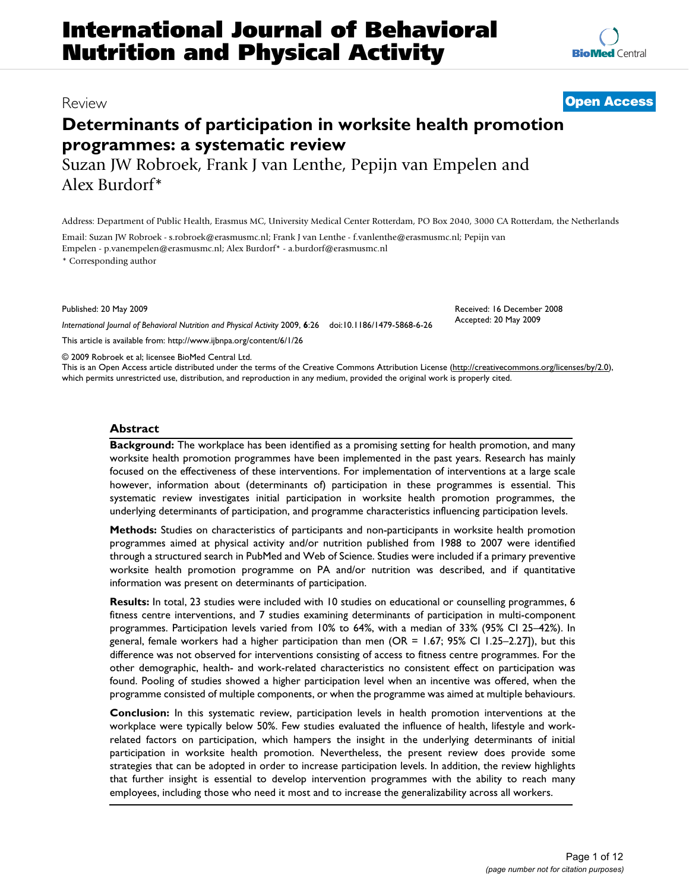Review **Open Access**

# Determinants of participation in worksite health promotion programmes: a systematic review

Suzan JW Robroek, Frank J van Lenthe, Pepijn van Empelen and Alex Burdorf*

Address: Department of Public Health, Erasmus MC, University Medical Center Rotterdam, PO Box 2040, 3000 CA Rotterdam, the Netherlands

Email: Suzan JW Robroek - s.robroek@erasmusmc.nl; Frank J van Lenthe - f.vanlenthe@erasmusmc.nl; Pepijn van Empelen - p.vanempelen@erasmusmc.nl; Alex Burdorf* - a.burdorf@erasmusmc.nl

* Corresponding author

Published: 20 May 2009

Received: 16 December 2008
Accepted: 20 May 2009

*International Journal of Behavioral Nutrition and Physical Activity* 2009, **6**:26 doi:10.1186/1479-5868-6-26

This article is available from: http://www.ijbnpa.org/content/6/1/26

© 2009 Robroek et al; licensee BioMed Central Ltd.
This is an Open Access article distributed under the terms of the Creative Commons Attribution License (http://creativecommons.org/licenses/by/2.0), which permits unrestricted use, distribution, and reproduction in any medium, provided the original work is properly cited.

## Abstract

**Background:** The workplace has been identified as a promising setting for health promotion, and many worksite health promotion programmes have been implemented in the past years. Research has mainly focused on the effectiveness of these interventions. For implementation of interventions at a large scale however, information about (determinants of) participation in these programmes is essential. This systematic review investigates initial participation in worksite health promotion programmes, the underlying determinants of participation, and programme characteristics influencing participation levels.

**Methods:** Studies on characteristics of participants and non-participants in worksite health promotion programmes aimed at physical activity and/or nutrition published from 1988 to 2007 were identified through a structured search in PubMed and Web of Science. Studies were included if a primary preventive worksite health promotion programme on PA and/or nutrition was described, and if quantitative information was present on determinants of participation.

**Results:** In total, 23 studies were included with 10 studies on educational or counselling programmes, 6 fitness centre interventions, and 7 studies examining determinants of participation in multi-component programmes. Participation levels varied from 10% to 64%, with a median of 33% (95% CI 25–42%). In general, female workers had a higher participation than men (OR = 1.67; 95% CI 1.25–2.27]), but this difference was not observed for interventions consisting of access to fitness centre programmes. For the other demographic, health- and work-related characteristics no consistent effect on participation was found. Pooling of studies showed a higher participation level when an incentive was offered, when the programme consisted of multiple components, or when the programme was aimed at multiple behaviours.

**Conclusion:** In this systematic review, participation levels in health promotion interventions at the workplace were typically below 50%. Few studies evaluated the influence of health, lifestyle and work-related factors on participation, which hampers the insight in the underlying determinants of initial participation in worksite health promotion. Nevertheless, the present review does provide some strategies that can be adopted in order to increase participation levels. In addition, the review highlights that further insight is essential to develop intervention programmes with the ability to reach many employees, including those who need it most and to increase the generalizability across all workers.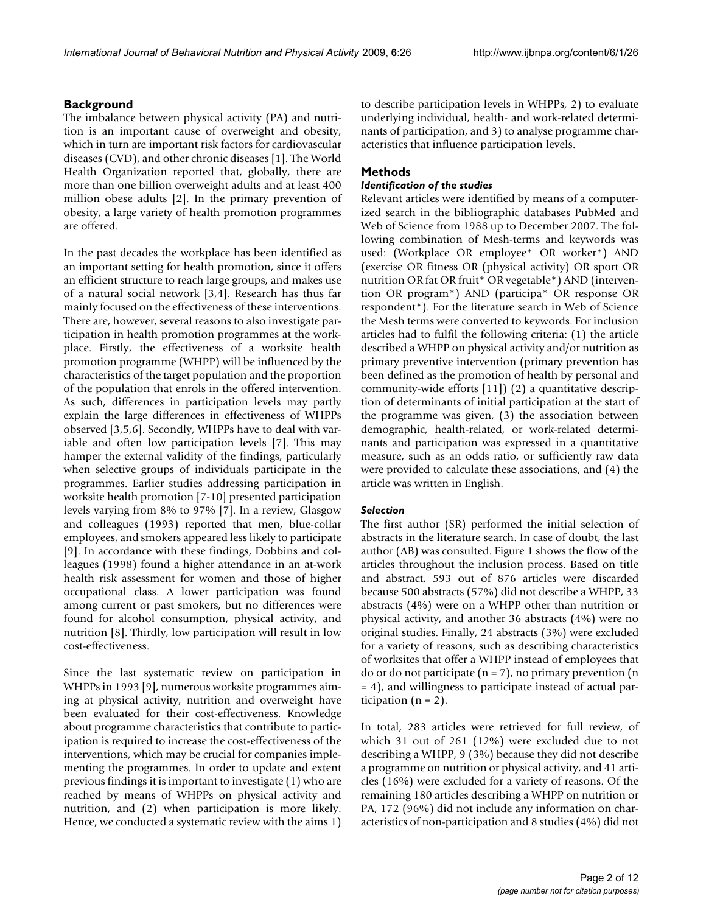## Background

The imbalance between physical activity (PA) and nutrition is an important cause of overweight and obesity, which in turn are important risk factors for cardiovascular diseases (CVD), and other chronic diseases [1]. The World Health Organization reported that, globally, there are more than one billion overweight adults and at least 400 million obese adults [2]. In the primary prevention of obesity, a large variety of health promotion programmes are offered.

In the past decades the workplace has been identified as an important setting for health promotion, since it offers an efficient structure to reach large groups, and makes use of a natural social network [3,4]. Research has thus far mainly focused on the effectiveness of these interventions. There are, however, several reasons to also investigate participation in health promotion programmes at the workplace. Firstly, the effectiveness of a worksite health promotion programme (WHPP) will be influenced by the characteristics of the target population and the proportion of the population that enrols in the offered intervention. As such, differences in participation levels may partly explain the large differences in effectiveness of WHPPs observed [3,5,6]. Secondly, WHPPs have to deal with variable and often low participation levels [7]. This may hamper the external validity of the findings, particularly when selective groups of individuals participate in the programmes. Earlier studies addressing participation in worksite health promotion [7-10] presented participation levels varying from 8% to 97% [7]. In a review, Glasgow and colleagues (1993) reported that men, blue-collar employees, and smokers appeared less likely to participate [9]. In accordance with these findings, Dobbins and colleagues (1998) found a higher attendance in an at-work health risk assessment for women and those of higher occupational class. A lower participation was found among current or past smokers, but no differences were found for alcohol consumption, physical activity, and nutrition [8]. Thirdly, low participation will result in low cost-effectiveness.

Since the last systematic review on participation in WHPPs in 1993 [9], numerous worksite programmes aiming at physical activity, nutrition and overweight have been evaluated for their cost-effectiveness. Knowledge about programme characteristics that contribute to participation is required to increase the cost-effectiveness of the interventions, which may be crucial for companies implementing the programmes. In order to update and extent previous findings it is important to investigate (1) who are reached by means of WHPPs on physical activity and nutrition, and (2) when participation is more likely. Hence, we conducted a systematic review with the aims 1) to describe participation levels in WHPPs, 2) to evaluate underlying individual, health- and work-related determinants of participation, and 3) to analyse programme characteristics that influence participation levels.

## Methods

### *Identification of the studies*

Relevant articles were identified by means of a computerized search in the bibliographic databases PubMed and Web of Science from 1988 up to December 2007. The following combination of Mesh-terms and keywords was used: (Workplace OR employee* OR worker*) AND (exercise OR fitness OR (physical activity) OR sport OR nutrition OR fat OR fruit* OR vegetable*) AND (intervention OR program*) AND (participa* OR response OR respondent*). For the literature search in Web of Science the Mesh terms were converted to keywords. For inclusion articles had to fulfil the following criteria: (1) the article described a WHPP on physical activity and/or nutrition as primary preventive intervention (primary prevention has been defined as the promotion of health by personal and community-wide efforts [11]) (2) a quantitative description of determinants of initial participation at the start of the programme was given, (3) the association between demographic, health-related, or work-related determinants and participation was expressed in a quantitative measure, such as an odds ratio, or sufficiently raw data were provided to calculate these associations, and (4) the article was written in English.

### *Selection*

The first author (SR) performed the initial selection of abstracts in the literature search. In case of doubt, the last author (AB) was consulted. Figure 1 shows the flow of the articles throughout the inclusion process. Based on title and abstract, 593 out of 876 articles were discarded because 500 abstracts (57%) did not describe a WHPP, 33 abstracts (4%) were on a WHPP other than nutrition or physical activity, and another 36 abstracts (4%) were no original studies. Finally, 24 abstracts (3%) were excluded for a variety of reasons, such as describing characteristics of worksites that offer a WHPP instead of employees that do or do not participate (n = 7), no primary prevention (n = 4), and willingness to participate instead of actual participation (n = 2).

In total, 283 articles were retrieved for full review, of which 31 out of 261 (12%) were excluded due to not describing a WHPP, 9 (3%) because they did not describe a programme on nutrition or physical activity, and 41 articles (16%) were excluded for a variety of reasons. Of the remaining 180 articles describing a WHPP on nutrition or PA, 172 (96%) did not include any information on characteristics of non-participation and 8 studies (4%) did not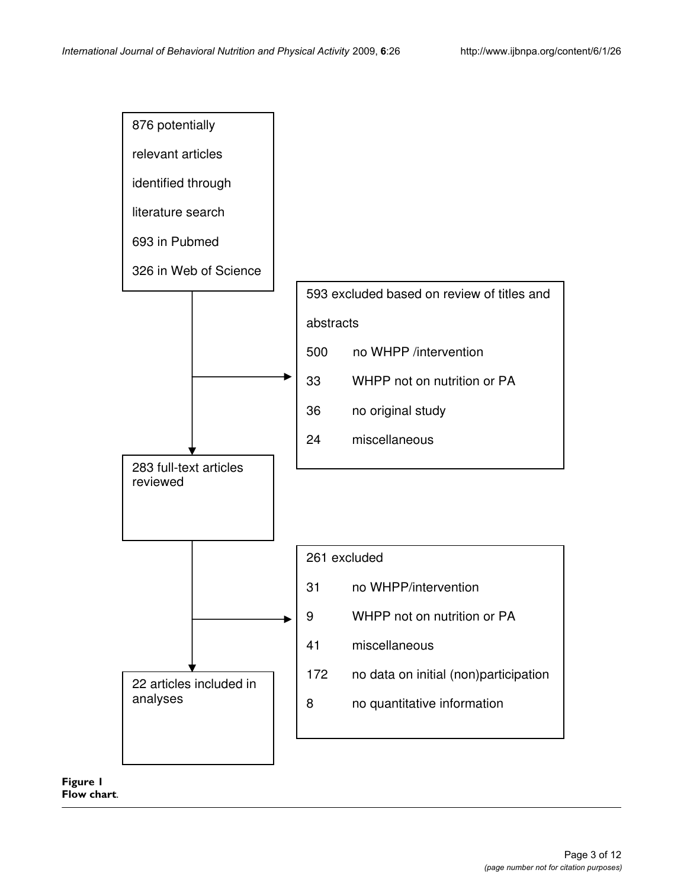876 potentially relevant articles identified through literature search

693 in Pubmed

326 in Web of Science

593 excluded based on review of titles and abstracts

| | |
|---|---|
| 500 | no WHPP /intervention |
| 33 | WHPP not on nutrition or PA |
| 36 | no original study |
| 24 | miscellaneous |

283 full-text articles reviewed

261 excluded

| | |
|---|---|
| 31 | no WHPP/intervention |
| 9 | WHPP not on nutrition or PA |
| 41 | miscellaneous |
| 172 | no data on initial (non)participation |
| 8 | no quantitative information |

22 articles included in analyses

**Figure 1**
**Flow chart**.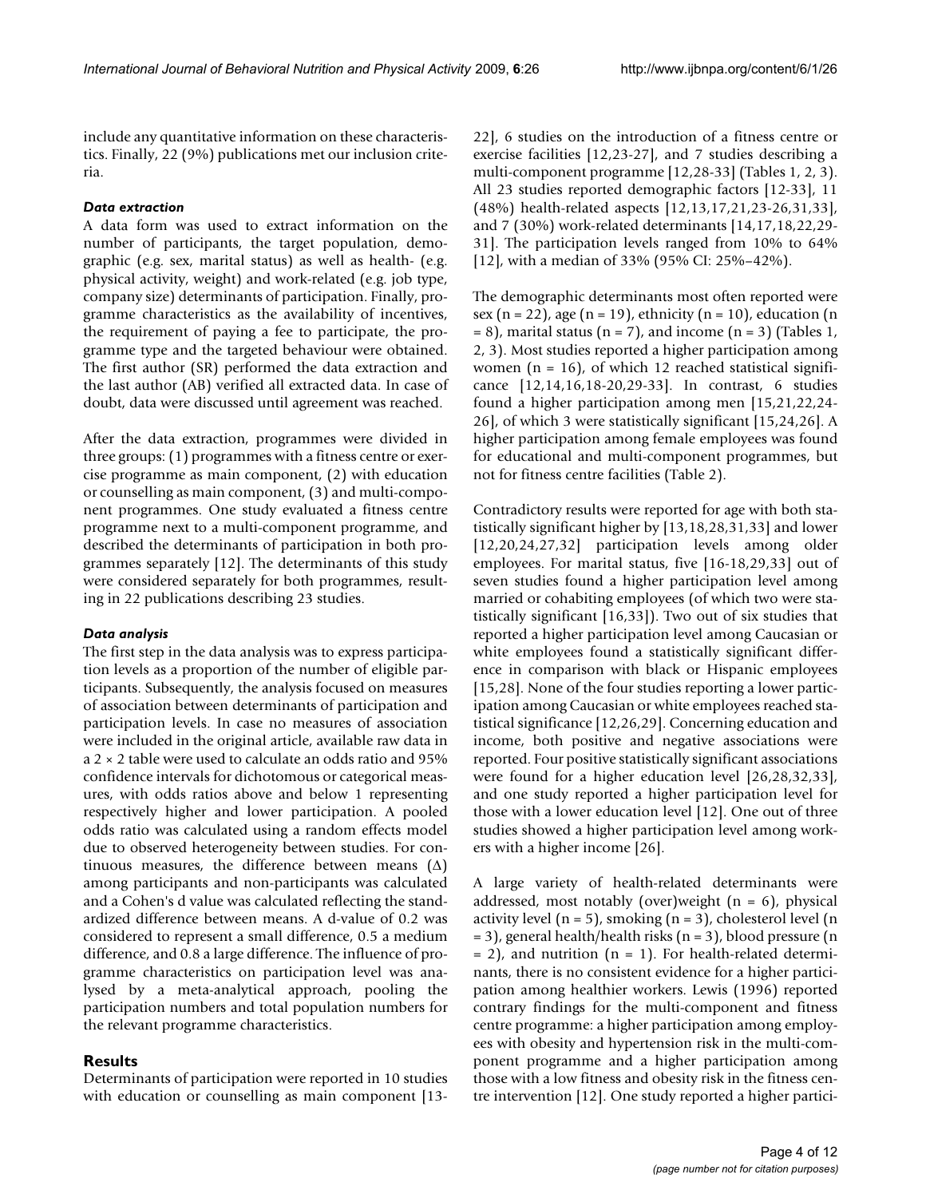include any quantitative information on these characteristics. Finally, 22 (9%) publications met our inclusion criteria.

### *Data extraction*

A data form was used to extract information on the number of participants, the target population, demographic (e.g. sex, marital status) as well as health- (e.g. physical activity, weight) and work-related (e.g. job type, company size) determinants of participation. Finally, programme characteristics as the availability of incentives, the requirement of paying a fee to participate, the programme type and the targeted behaviour were obtained. The first author (SR) performed the data extraction and the last author (AB) verified all extracted data. In case of doubt, data were discussed until agreement was reached.

After the data extraction, programmes were divided in three groups: (1) programmes with a fitness centre or exercise programme as main component, (2) with education or counselling as main component, (3) and multi-component programmes. One study evaluated a fitness centre programme next to a multi-component programme, and described the determinants of participation in both programmes separately [12]. The determinants of this study were considered separately for both programmes, resulting in 22 publications describing 23 studies.

### *Data analysis*

The first step in the data analysis was to express participation levels as a proportion of the number of eligible participants. Subsequently, the analysis focused on measures of association between determinants of participation and participation levels. In case no measures of association were included in the original article, available raw data in a 2 × 2 table were used to calculate an odds ratio and 95% confidence intervals for dichotomous or categorical measures, with odds ratios above and below 1 representing respectively higher and lower participation. A pooled odds ratio was calculated using a random effects model due to observed heterogeneity between studies. For continuous measures, the difference between means ($\Delta$) among participants and non-participants was calculated and a Cohen's d value was calculated reflecting the standardized difference between means. A d-value of 0.2 was considered to represent a small difference, 0.5 a medium difference, and 0.8 a large difference. The influence of programme characteristics on participation level was analysed by a meta-analytical approach, pooling the participation numbers and total population numbers for the relevant programme characteristics.

## Results

Determinants of participation were reported in 10 studies with education or counselling as main component [13-22], 6 studies on the introduction of a fitness centre or exercise facilities [12,23-27], and 7 studies describing a multi-component programme [12,28-33] (Tables 1, 2, 3). All 23 studies reported demographic factors [12-33], 11 (48%) health-related aspects [12,13,17,21,23-26,31,33], and 7 (30%) work-related determinants [14,17,18,22,29-31]. The participation levels ranged from 10% to 64% [12], with a median of 33% (95% CI: 25%–42%).

The demographic determinants most often reported were sex (n = 22), age (n = 19), ethnicity (n = 10), education (n = 8), marital status (n = 7), and income (n = 3) (Tables 1, 2, 3). Most studies reported a higher participation among women (n = 16), of which 12 reached statistical significance [12,14,16,18-20,29-33]. In contrast, 6 studies found a higher participation among men [15,21,22,24-26], of which 3 were statistically significant [15,24,26]. A higher participation among female employees was found for educational and multi-component programmes, but not for fitness centre facilities (Table 2).

Contradictory results were reported for age with both statistically significant higher by [13,18,28,31,33] and lower [12,20,24,27,32] participation levels among older employees. For marital status, five [16-18,29,33] out of seven studies found a higher participation level among married or cohabiting employees (of which two were statistically significant [16,33]). Two out of six studies that reported a higher participation level among Caucasian or white employees found a statistically significant difference in comparison with black or Hispanic employees [15,28]. None of the four studies reporting a lower participation among Caucasian or white employees reached statistical significance [12,26,29]. Concerning education and income, both positive and negative associations were reported. Four positive statistically significant associations were found for a higher education level [26,28,32,33], and one study reported a higher participation level for those with a lower education level [12]. One out of three studies showed a higher participation level among workers with a higher income [26].

A large variety of health-related determinants were addressed, most notably (over)weight (n = 6), physical activity level (n = 5), smoking (n = 3), cholesterol level (n = 3), general health/health risks (n = 3), blood pressure (n = 2), and nutrition (n = 1). For health-related determinants, there is no consistent evidence for a higher participation among healthier workers. Lewis (1996) reported contrary findings for the multi-component and fitness centre programme: a higher participation among employees with obesity and hypertension risk in the multi-component programme and a higher participation among those with a low fitness and obesity risk in the fitness centre intervention [12]. One study reported a higher partici-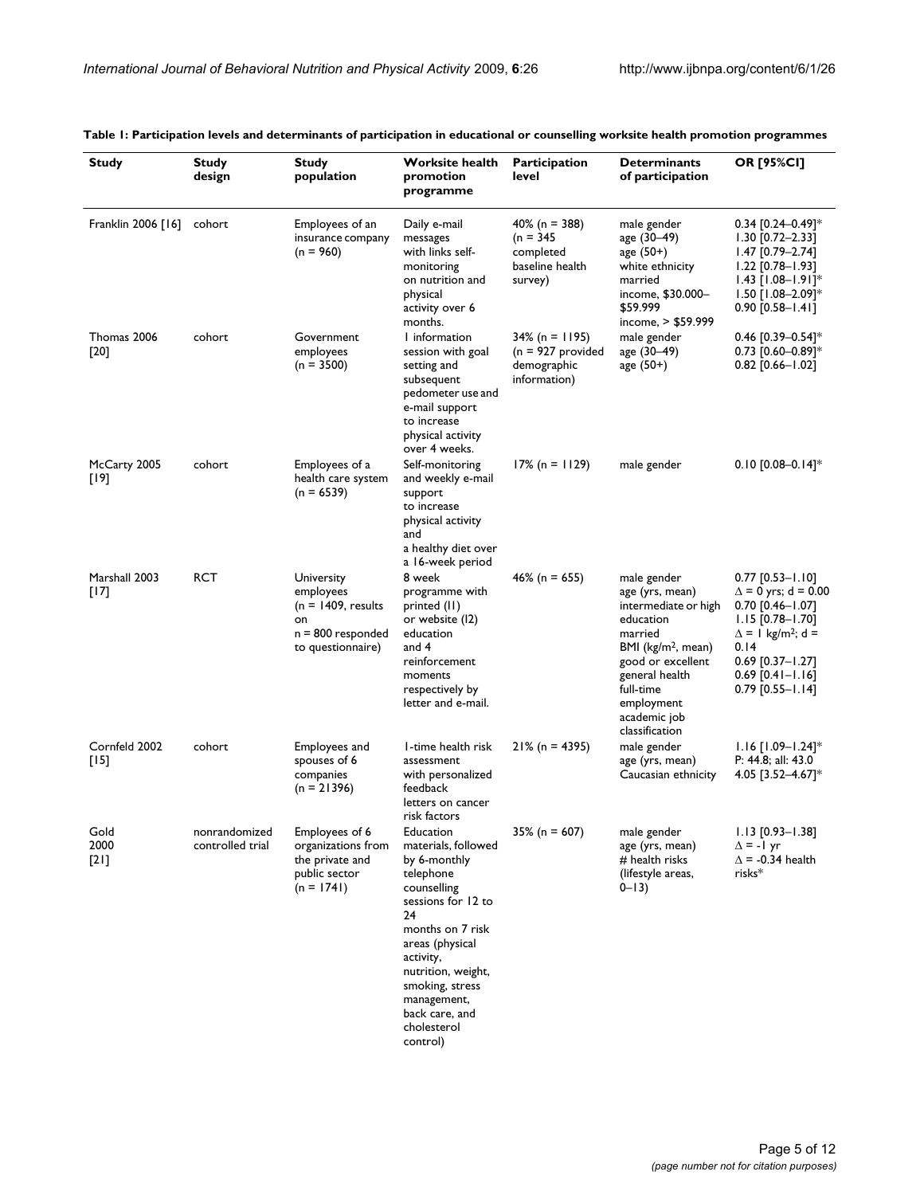**Table 1: Participation levels and determinants of participation in educational or counselling worksite health promotion programmes**

| Study | Study design | Study population | Worksite health promotion programme | Participation level | Determinants of participation | OR [95%CI] |
|---|---|---|---|---|---|---|
| Franklin 2006 [16] | cohort | Employees of an insurance company (n = 960) | Daily e-mail messages with links self-monitoring on nutrition and physical activity over 6 months. | 40% (n = 388) (n = 345 completed baseline health survey) | male gender<br>age (30–49)<br>age (50+)<br>white ethnicity<br>married<br>income, $30.000–$59.999<br>income, > $59.999 | 0.34 [0.24–0.49]*<br>1.30 [0.72–2.33]<br>1.47 [0.79–2.74]<br>1.22 [0.78–1.93]<br>1.43 [1.08–1.91]*<br>1.50 [1.08–2.09]*<br>0.90 [0.58–1.41] |
| Thomas 2006 [20] | cohort | Government employees (n = 3500) | 1 information session with goal setting and subsequent pedometer use and e-mail support to increase physical activity over 4 weeks. | 34% (n = 1195) (n = 927 provided demographic information) | male gender<br>age (30–49)<br>age (50+) | 0.46 [0.39–0.54]*<br>0.73 [0.60–0.89]*<br>0.82 [0.66–1.02] |
| McCarty 2005 [19] | cohort | Employees of a health care system (n = 6539) | Self-monitoring and weekly e-mail support to increase physical activity and a healthy diet over a 16-week period | 17% (n = 1129) | male gender | 0.10 [0.08–0.14]* |
| Marshall 2003 [17] | RCT | University employees (n = 1409, results on n = 800 responded to questionnaire) | 8 week programme with printed (I1) or website (I2) education and 4 reinforcement moments respectively by letter and e-mail. | 46% (n = 655) | male gender<br>age (yrs, mean)<br>intermediate or high education<br>married<br>BMI (kg/m$^2$, mean)<br>good or excellent general health<br>full-time employment<br>academic job classification | 0.77 [0.53–1.10]<br>$\Delta$ = 0 yrs; d = 0.00<br>0.70 [0.46–1.07]<br>1.15 [0.78–1.70]<br>$\Delta$ = 1 kg/m$^2$; d = 0.14<br>0.69 [0.37–1.27]<br>0.69 [0.41–1.16]<br>0.79 [0.55–1.14] |
| Cornfeld 2002 [15] | cohort | Employees and spouses of 6 companies (n = 21396) | 1-time health risk assessment with personalized feedback letters on cancer risk factors | 21% (n = 4395) | male gender<br>age (yrs, mean)<br>Caucasian ethnicity | 1.16 [1.09–1.24]*<br>P: 44.8; all: 43.0<br>4.05 [3.52–4.67]* |
| Gold 2000 [21] | nonrandomized controlled trial | Employees of 6 organizations from the private and public sector (n = 1741) | Education materials, followed by 6-monthly telephone counselling sessions for 12 to 24 months on 7 risk areas (physical activity, nutrition, weight, smoking, stress management, back care, and cholesterol control) | 35% (n = 607) | male gender<br>age (yrs, mean)<br># health risks (lifestyle areas, 0–13) | 1.13 [0.93–1.38]<br>$\Delta$ = -1 yr<br>$\Delta$ = -0.34 health risks* |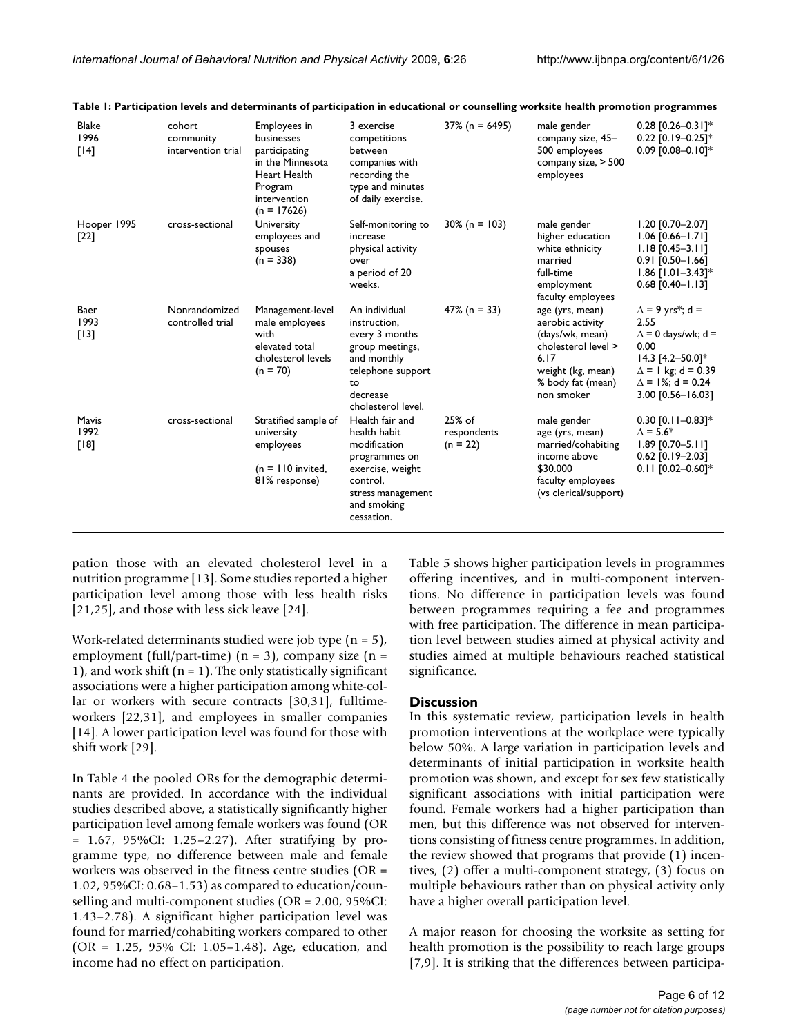**Table 1: Participation levels and determinants of participation in educational or counselling worksite health promotion programmes**

| | | | | | | |
|---|---|---|---|---|---|---|
| Blake 1996 [14] | cohort community intervention trial | Employees in businesses participating in the Minnesota Heart Health Program intervention (n = 17626) | 3 exercise competitions between companies with recording the type and minutes of daily exercise. | 37% (n = 6495) | male gender<br>company size, 45–500 employees<br>company size, > 500 employees | 0.28 [0.26–0.31]*<br>0.22 [0.19–0.25]*<br>0.09 [0.08–0.10]* |
| Hooper 1995 [22] | cross-sectional | University employees and spouses (n = 338) | Self-monitoring to increase physical activity over a period of 20 weeks. | 30% (n = 103) | male gender<br>higher education<br>white ethnicity<br>married<br>full-time employment<br>faculty employees | 1.20 [0.70–2.07]<br>1.06 [0.66–1.71]<br>1.18 [0.45–3.11]<br>0.91 [0.50–1.66]<br>1.86 [1.01–3.43]*<br>0.68 [0.40–1.13] |
| Baer 1993 [13] | Nonrandomized controlled trial | Management-level male employees with elevated total cholesterol levels (n = 70) | An individual instruction, every 3 months group meetings, and monthly telephone support to decrease cholesterol level. | 47% (n = 33) | age (yrs, mean)<br>aerobic activity (days/wk, mean)<br>cholesterol level > 6.17<br>weight (kg, mean)<br>% body fat (mean)<br>non smoker | Δ = 9 yrs*; d = 2.55<br>Δ = 0 days/wk; d = 0.00<br>14.3 [4.2–50.0]*<br>Δ = 1 kg; d = 0.39<br>Δ = 1%; d = 0.24<br>3.00 [0.56–16.03] |
| Mavis 1992 [18] | cross-sectional | Stratified sample of university employees<br>(n = 110 invited, 81% response) | Health fair and health habit modification programmes on exercise, weight control, stress management and smoking cessation. | 25% of respondents (n = 22) | male gender<br>age (yrs, mean)<br>married/cohabiting<br>income above $30.000<br>faculty employees (vs clerical/support) | 0.30 [0.11–0.83]*<br>Δ = 5.6*<br>1.89 [0.70–5.11]<br>0.62 [0.19–2.03]<br>0.11 [0.02–0.60]* |

pation those with an elevated cholesterol level in a nutrition programme [13]. Some studies reported a higher participation level among those with less health risks [21,25], and those with less sick leave [24].

Work-related determinants studied were job type (n = 5), employment (full/part-time) (n = 3), company size (n = 1), and work shift (n = 1). The only statistically significant associations were a higher participation among white-collar or workers with secure contracts [30,31], fulltime-workers [22,31], and employees in smaller companies [14]. A lower participation level was found for those with shift work [29].

In Table 4 the pooled ORs for the demographic determinants are provided. In accordance with the individual studies described above, a statistically significantly higher participation level among female workers was found (OR = 1.67, 95%CI: 1.25–2.27). After stratifying by programme type, no difference between male and female workers was observed in the fitness centre studies (OR = 1.02, 95%CI: 0.68–1.53) as compared to education/counselling and multi-component studies (OR = 2.00, 95%CI: 1.43–2.78). A significant higher participation level was found for married/cohabiting workers compared to other (OR = 1.25, 95% CI: 1.05–1.48). Age, education, and income had no effect on participation.

Table 5 shows higher participation levels in programmes offering incentives, and in multi-component interventions. No difference in participation levels was found between programmes requiring a fee and programmes with free participation. The difference in mean participation level between studies aimed at physical activity and studies aimed at multiple behaviours reached statistical significance.

## Discussion

In this systematic review, participation levels in health promotion interventions at the workplace were typically below 50%. A large variation in participation levels and determinants of initial participation in worksite health promotion was shown, and except for sex few statistically significant associations with initial participation were found. Female workers had a higher participation than men, but this difference was not observed for interventions consisting of fitness centre programmes. In addition, the review showed that programs that provide (1) incentives, (2) offer a multi-component strategy, (3) focus on multiple behaviours rather than on physical activity only have a higher overall participation level.

A major reason for choosing the worksite as setting for health promotion is the possibility to reach large groups [7,9]. It is striking that the differences between participa-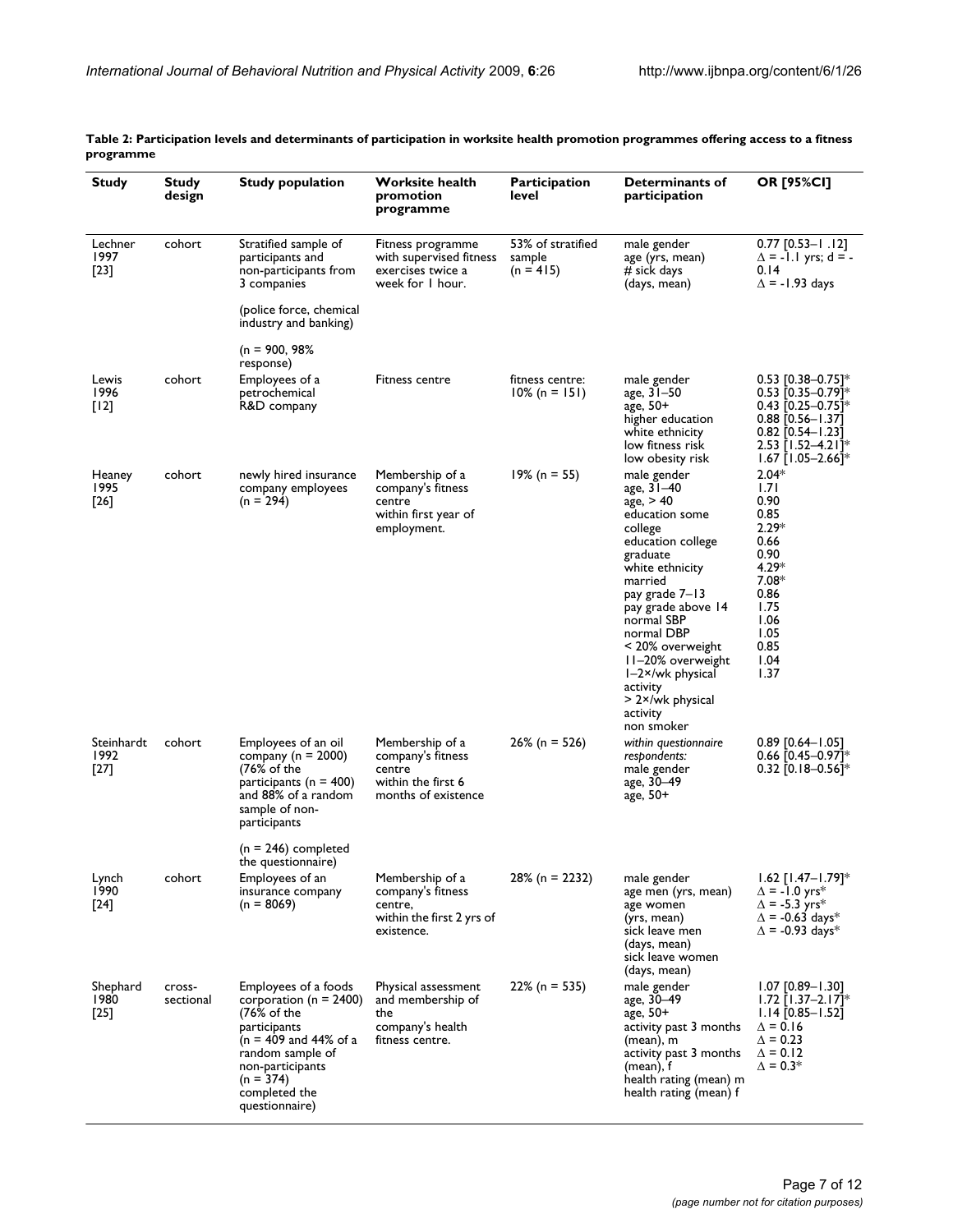**Table 2: Participation levels and determinants of participation in worksite health promotion programmes offering access to a fitness programme**

| Study | Study design | Study population | Worksite health promotion programme | Participation level | Determinants of participation | OR [95%CI] |
| --- | --- | --- | --- | --- | --- | --- |
| Lechner 1997 [23] | cohort | Stratified sample of participants and non-participants from 3 companies (police force, chemical industry and banking) (n = 900, 98% response) | Fitness programme with supervised fitness exercises twice a week for 1 hour. | 53% of stratified sample (n = 415) | male gender<br>age (yrs, mean)<br># sick days (days, mean) | 0.77 [0.53–1 .12]<br>Δ = -1.1 yrs; d = -0.14<br>Δ = -1.93 days |
| Lewis 1996 [12] | cohort | Employees of a petrochemical R&D company | Fitness centre | fitness centre: 10% (n = 151) | male gender<br>age, 31–50<br>age, 50+<br>higher education<br>white ethnicity<br>low fitness risk<br>low obesity risk | 0.53 [0.38–0.75]*<br>0.53 [0.35–0.79]*<br>0.43 [0.25–0.75]*<br>0.88 [0.56–1.37]<br>0.82 [0.54–1.23]<br>2.53 [1.52–4.21]*<br>1.67 [1.05–2.66]* |
| Heaney 1995 [26] | cohort | newly hired insurance company employees (n = 294) | Membership of a company's fitness centre within first year of employment. | 19% (n = 55) | male gender<br>age, 31–40<br>age, > 40<br>education some college<br>education college graduate<br>white ethnicity<br>married<br>pay grade 7–13<br>pay grade above 14<br>normal SBP<br>normal DBP<br>< 20% overweight<br>11–20% overweight<br>1–2×/wk physical activity<br>> 2×/wk physical activity<br>non smoker | 2.04*<br>1.71<br>0.90<br>0.85<br>2.29*<br>0.66<br>0.90<br>4.29*<br>7.08*<br>0.86<br>1.75<br>1.06<br>1.05<br>0.85<br>1.04<br>1.37 |
| Steinhardt 1992 [27] | cohort | Employees of an oil company (n = 2000) (76% of the participants (n = 400) and 88% of a random sample of non-participants (n = 246) completed the questionnaire) | Membership of a company's fitness centre within the first 6 months of existence | 26% (n = 526) | *within questionnaire respondents:*<br>male gender<br>age, 30–49<br>age, 50+ | 0.89 [0.64–1.05]<br>0.66 [0.45–0.97]*<br>0.32 [0.18–0.56]* |
| Lynch 1990 [24] | cohort | Employees of an insurance company (n = 8069) | Membership of a company's fitness centre, within the first 2 yrs of existence. | 28% (n = 2232) | male gender<br>age men (yrs, mean)<br>age women (yrs, mean)<br>sick leave men (days, mean)<br>sick leave women (days, mean) | 1.62 [1.47–1.79]*<br>Δ = -1.0 yrs*<br>Δ = -5.3 yrs*<br>Δ = -0.63 days*<br>Δ = -0.93 days* |
| Shephard 1980 [25] | cross-sectional | Employees of a foods corporation (n = 2400) (76% of the participants (n = 409 and 44% of a random sample of non-participants (n = 374) completed the questionnaire) | Physical assessment and membership of the company's health fitness centre. | 22% (n = 535) | male gender<br>age, 30–49<br>age, 50+<br>activity past 3 months (mean), m<br>activity past 3 months (mean), f<br>health rating (mean) m<br>health rating (mean) f | 1.07 [0.89–1.30]<br>1.72 [1.37–2.17]*<br>1.14 [0.85–1.52]<br>Δ = 0.16<br>Δ = 0.23<br>Δ = 0.12<br>Δ = 0.3* |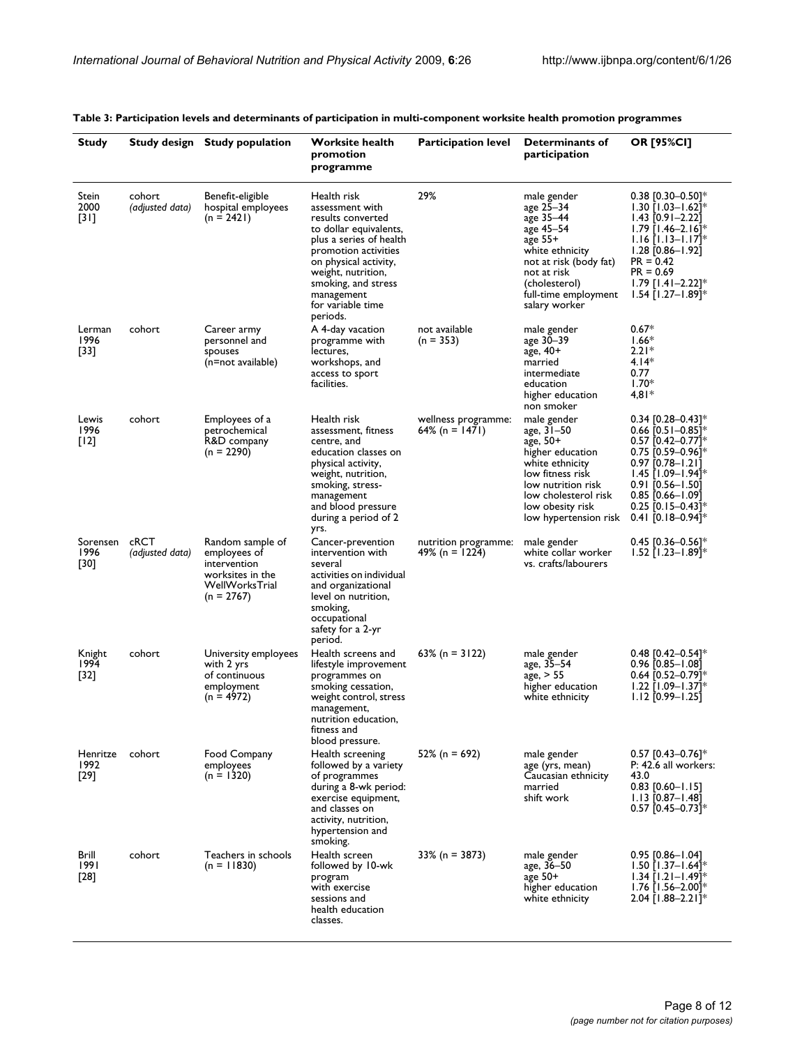**Table 3: Participation levels and determinants of participation in multi-component worksite health promotion programmes**

| Study | Study design | Study population | Worksite health promotion programme | Participation level | Determinants of participation | OR [95%CI] |
|---|---|---|---|---|---|---|
| Stein 2000 [31] | cohort *(adjusted data)* | Benefit-eligible hospital employees (n = 2421) | Health risk assessment with results converted to dollar equivalents, plus a series of health promotion activities on physical activity, weight, nutrition, smoking, and stress management for variable time periods. | 29% | male gender<br>age 25–34<br>age 35–44<br>age 45–54<br>age 55+<br>white ethnicity<br>not at risk (body fat)<br>not at risk (cholesterol)<br>full-time employment<br>salary worker | 0.38 [0.30–0.50]*<br>1.30 [1.03–1.62]*<br>1.43 [0.91–2.22]<br>1.79 [1.46–2.16]*<br>1.16 [1.13–1.17]*<br>1.28 [0.86–1.92]<br>PR = 0.42<br>PR = 0.69<br>1.79 [1.41–2.22]*<br>1.54 [1.27–1.89]* |
| Lerman 1996 [33] | cohort | Career army personnel and spouses (n=not available) | A 4-day vacation programme with lectures, workshops, and access to sport facilities. | not available (n = 353) | male gender<br>age 30–39<br>age, 40+<br>married<br>intermediate education<br>higher education<br>non smoker | 0.67*<br>1.66*<br>2.21*<br>4.14*<br>0.77<br>1.70*<br>4,81* |
| Lewis 1996 [12] | cohort | Employees of a petrochemical R&D company (n = 2290) | Health risk assessment, fitness centre, and education classes on physical activity, weight, nutrition, smoking, stress-management and blood pressure during a period of 2 yrs. | wellness programme: 64% (n = 1471) | male gender<br>age, 31–50<br>age, 50+<br>higher education<br>white ethnicity<br>low fitness risk<br>low nutrition risk<br>low cholesterol risk<br>low obesity risk<br>low hypertension risk | 0.34 [0.28–0.43]*<br>0.66 [0.51–0.85]*<br>0.57 [0.42–0.77]*<br>0.75 [0.59–0.96]*<br>0.97 [0.78–1.21]<br>1.45 [1.09–1.94]*<br>0.91 [0.56–1.50]<br>0.85 [0.66–1.09]<br>0.25 [0.15–0.43]*<br>0.41 [0.18–0.94]* |
| Sorensen 1996 [30] | cRCT *(adjusted data)* | Random sample of employees of intervention worksites in the WellWorksTrial (n = 2767) | Cancer-prevention intervention with several activities on individual and organizational level on nutrition, smoking, occupational safety for a 2-yr period. | nutrition programme: 49% (n = 1224) | male gender<br>white collar worker vs. crafts/labourers | 0.45 [0.36–0.56]*<br>1.52 [1.23–1.89]* |
| Knight 1994 [32] | cohort | University employees with 2 yrs of continuous employment (n = 4972) | Health screens and lifestyle improvement programmes on smoking cessation, weight control, stress management, nutrition education, fitness and blood pressure. | 63% (n = 3122) | male gender<br>age, 35–54<br>age, > 55<br>higher education<br>white ethnicity | 0.48 [0.42–0.54]*<br>0.96 [0.85–1.08]<br>0.64 [0.52–0.79]*<br>1.22 [1.09–1.37]*<br>1.12 [0.99–1.25] |
| Henritze 1992 [29] | cohort | Food Company employees (n = 1320) | Health screening followed by a variety of programmes during a 8-wk period: exercise equipment, and classes on activity, nutrition, hypertension and smoking. | 52% (n = 692) | male gender<br>age (yrs, mean)<br>Caucasian ethnicity<br>married<br>shift work | 0.57 [0.43–0.76]*<br>P: 42.6 all workers: 43.0<br>0.83 [0.60–1.15]<br>1.13 [0.87–1.48]<br>0.57 [0.45–0.73]* |
| Brill 1991 [28] | cohort | Teachers in schools (n = 11830) | Health screen followed by 10-wk program with exercise sessions and health education classes. | 33% (n = 3873) | male gender<br>age, 36–50<br>age 50+<br>higher education<br>white ethnicity | 0.95 [0.86–1.04]<br>1.50 [1.37–1.64]*<br>1.34 [1.21–1.49]*<br>1.76 [1.56–2.00]*<br>2.04 [1.88–2.21]* |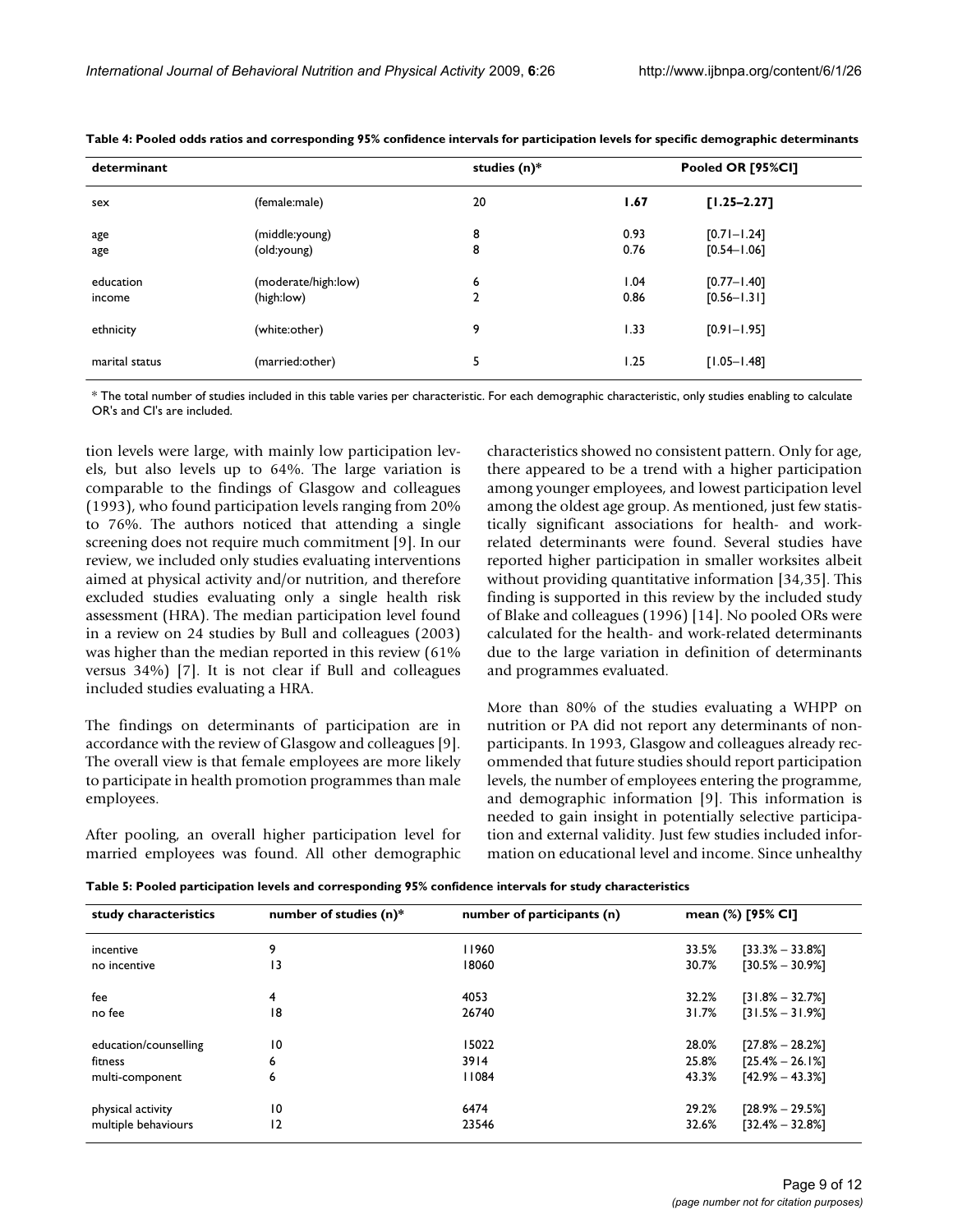**Table 4: Pooled odds ratios and corresponding 95% confidence intervals for participation levels for specific demographic determinants**

| determinant | | studies (n)* | Pooled OR [95%CI] | |
|---|---|---|---|---|
| sex | (female:male) | 20 | **1.67** | **[1.25–2.27]** |
| age | (middle:young) | 8 | 0.93 | [0.71–1.24] |
| age | (old:young) | 8 | 0.76 | [0.54–1.06] |
| education | (moderate/high:low) | 6 | 1.04 | [0.77–1.40] |
| income | (high:low) | 2 | 0.86 | [0.56–1.31] |
| ethnicity | (white:other) | 9 | 1.33 | [0.91–1.95] |
| marital status | (married:other) | 5 | 1.25 | [1.05–1.48] |

* The total number of studies included in this table varies per characteristic. For each demographic characteristic, only studies enabling to calculate OR's and CI's are included.

tion levels were large, with mainly low participation levels, but also levels up to 64%. The large variation is comparable to the findings of Glasgow and colleagues (1993), who found participation levels ranging from 20% to 76%. The authors noticed that attending a single screening does not require much commitment [9]. In our review, we included only studies evaluating interventions aimed at physical activity and/or nutrition, and therefore excluded studies evaluating only a single health risk assessment (HRA). The median participation level found in a review on 24 studies by Bull and colleagues (2003) was higher than the median reported in this review (61% versus 34%) [7]. It is not clear if Bull and colleagues included studies evaluating a HRA.

The findings on determinants of participation are in accordance with the review of Glasgow and colleagues [9]. The overall view is that female employees are more likely to participate in health promotion programmes than male employees.

After pooling, an overall higher participation level for married employees was found. All other demographic characteristics showed no consistent pattern. Only for age, there appeared to be a trend with a higher participation among younger employees, and lowest participation level among the oldest age group. As mentioned, just few statistically significant associations for health- and work-related determinants were found. Several studies have reported higher participation in smaller worksites albeit without providing quantitative information [34,35]. This finding is supported in this review by the included study of Blake and colleagues (1996) [14]. No pooled ORs were calculated for the health- and work-related determinants due to the large variation in definition of determinants and programmes evaluated.

More than 80% of the studies evaluating a WHPP on nutrition or PA did not report any determinants of non-participants. In 1993, Glasgow and colleagues already recommended that future studies should report participation levels, the number of employees entering the programme, and demographic information [9]. This information is needed to gain insight in potentially selective participation and external validity. Just few studies included information on educational level and income. Since unhealthy

**Table 5: Pooled participation levels and corresponding 95% confidence intervals for study characteristics**

| study characteristics | number of studies (n)* | number of participants (n) | mean (%) [95% CI] | |
|---|---|---|---|---|
| incentive | 9 | 11960 | 33.5% | [33.3% – 33.8%] |
| no incentive | 13 | 18060 | 30.7% | [30.5% – 30.9%] |
| fee | 4 | 4053 | 32.2% | [31.8% – 32.7%] |
| no fee | 18 | 26740 | 31.7% | [31.5% – 31.9%] |
| education/counselling | 10 | 15022 | 28.0% | [27.8% – 28.2%] |
| fitness | 6 | 3914 | 25.8% | [25.4% – 26.1%] |
| multi-component | 6 | 11084 | 43.3% | [42.9% – 43.3%] |
| physical activity | 10 | 6474 | 29.2% | [28.9% – 29.5%] |
| multiple behaviours | 12 | 23546 | 32.6% | [32.4% – 32.8%] |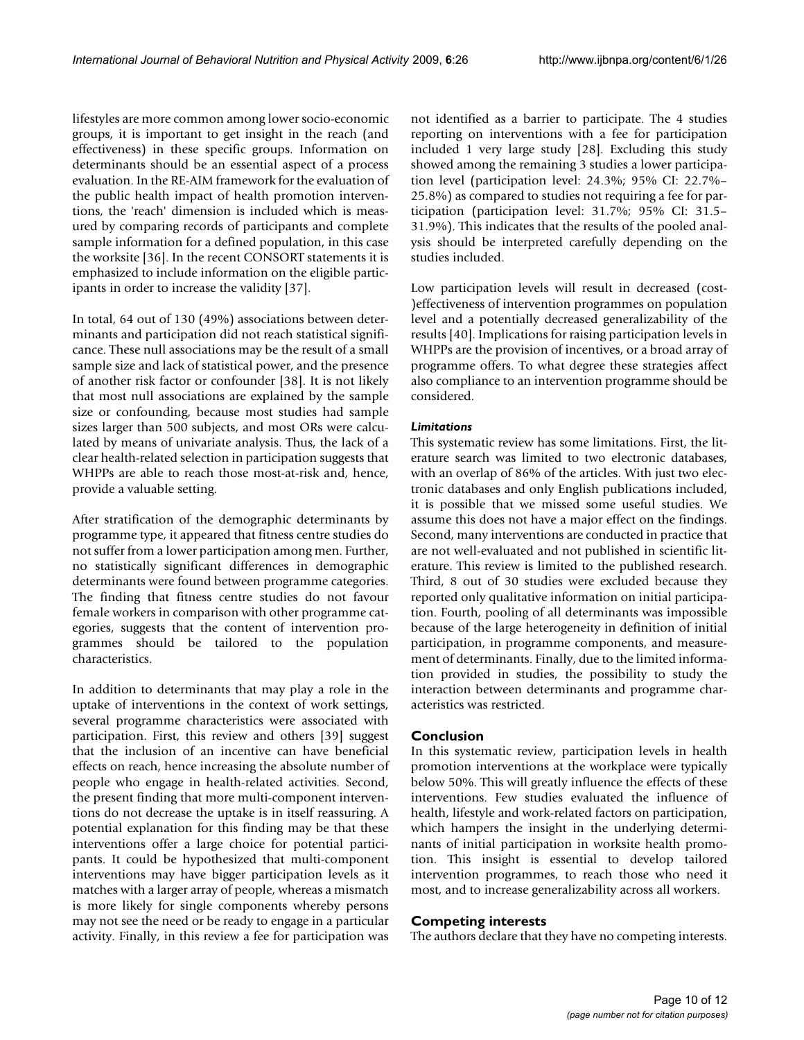lifestyles are more common among lower socio-economic groups, it is important to get insight in the reach (and effectiveness) in these specific groups. Information on determinants should be an essential aspect of a process evaluation. In the RE-AIM framework for the evaluation of the public health impact of health promotion interventions, the 'reach' dimension is included which is measured by comparing records of participants and complete sample information for a defined population, in this case the worksite [36]. In the recent CONSORT statements it is emphasized to include information on the eligible participants in order to increase the validity [37].

In total, 64 out of 130 (49%) associations between determinants and participation did not reach statistical significance. These null associations may be the result of a small sample size and lack of statistical power, and the presence of another risk factor or confounder [38]. It is not likely that most null associations are explained by the sample size or confounding, because most studies had sample sizes larger than 500 subjects, and most ORs were calculated by means of univariate analysis. Thus, the lack of a clear health-related selection in participation suggests that WHPPs are able to reach those most-at-risk and, hence, provide a valuable setting.

After stratification of the demographic determinants by programme type, it appeared that fitness centre studies do not suffer from a lower participation among men. Further, no statistically significant differences in demographic determinants were found between programme categories. The finding that fitness centre studies do not favour female workers in comparison with other programme categories, suggests that the content of intervention programmes should be tailored to the population characteristics.

In addition to determinants that may play a role in the uptake of interventions in the context of work settings, several programme characteristics were associated with participation. First, this review and others [39] suggest that the inclusion of an incentive can have beneficial effects on reach, hence increasing the absolute number of people who engage in health-related activities. Second, the present finding that more multi-component interventions do not decrease the uptake is in itself reassuring. A potential explanation for this finding may be that these interventions offer a large choice for potential participants. It could be hypothesized that multi-component interventions may have bigger participation levels as it matches with a larger array of people, whereas a mismatch is more likely for single components whereby persons may not see the need or be ready to engage in a particular activity. Finally, in this review a fee for participation was not identified as a barrier to participate. The 4 studies reporting on interventions with a fee for participation included 1 very large study [28]. Excluding this study showed among the remaining 3 studies a lower participation level (participation level: 24.3%; 95% CI: 22.7%–25.8%) as compared to studies not requiring a fee for participation (participation level: 31.7%; 95% CI: 31.5–31.9%). This indicates that the results of the pooled analysis should be interpreted carefully depending on the studies included.

Low participation levels will result in decreased (cost-)effectiveness of intervention programmes on population level and a potentially decreased generalizability of the results [40]. Implications for raising participation levels in WHPPs are the provision of incentives, or a broad array of programme offers. To what degree these strategies affect also compliance to an intervention programme should be considered.

### *Limitations*

This systematic review has some limitations. First, the literature search was limited to two electronic databases, with an overlap of 86% of the articles. With just two electronic databases and only English publications included, it is possible that we missed some useful studies. We assume this does not have a major effect on the findings. Second, many interventions are conducted in practice that are not well-evaluated and not published in scientific literature. This review is limited to the published research. Third, 8 out of 30 studies were excluded because they reported only qualitative information on initial participation. Fourth, pooling of all determinants was impossible because of the large heterogeneity in definition of initial participation, in programme components, and measurement of determinants. Finally, due to the limited information provided in studies, the possibility to study the interaction between determinants and programme characteristics was restricted.

## Conclusion

In this systematic review, participation levels in health promotion interventions at the workplace were typically below 50%. This will greatly influence the effects of these interventions. Few studies evaluated the influence of health, lifestyle and work-related factors on participation, which hampers the insight in the underlying determinants of initial participation in worksite health promotion. This insight is essential to develop tailored intervention programmes, to reach those who need it most, and to increase generalizability across all workers.

## Competing interests

The authors declare that they have no competing interests.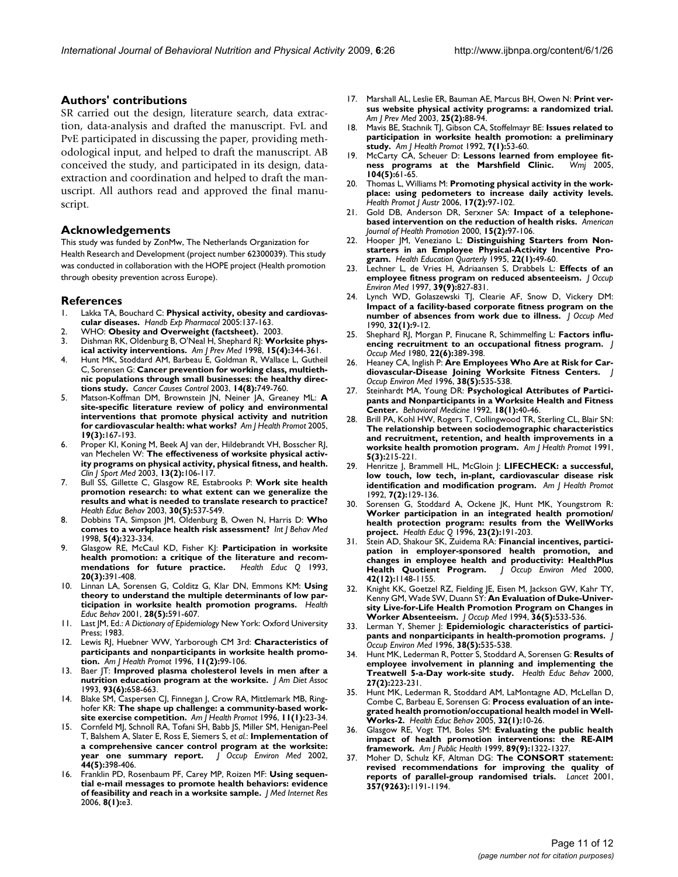## Authors' contributions

SR carried out the design, literature search, data extraction, data-analysis and drafted the manuscript. FvL and PvE participated in discussing the paper, providing methodological input, and helped to draft the manuscript. AB conceived the study, and participated in its design, data-extraction and coordination and helped to draft the manuscript. All authors read and approved the final manuscript.

## Acknowledgements

This study was funded by ZonMw, The Netherlands Organization for Health Research and Development (project number 62300039). This study was conducted in collaboration with the HOPE project (Health promotion through obesity prevention across Europe).

## References

1. Lakka TA, Bouchard C: **Physical activity, obesity and cardiovascular diseases.** *Handb Exp Pharmacol* 2005:137-163.
2. WHO: **Obesity and Overweight (factsheet).** 2003.
3. Dishman RK, Oldenburg B, O'Neal H, Shephard RJ: **Worksite physical activity interventions.** *Am J Prev Med* 1998, **15(4)**:344-361.
4. Hunt MK, Stoddard AM, Barbeau E, Goldman R, Wallace L, Gutheil C, Sorensen G: **Cancer prevention for working class, multiethnic populations through small businesses: the healthy directions study.** *Cancer Causes Control* 2003, **14(8)**:749-760.
5. Matson-Koffman DM, Brownstein JN, Neiner JA, Greaney ML: **A site-specific literature review of policy and environmental interventions that promote physical activity and nutrition for cardiovascular health: what works?** *Am J Health Promot* 2005, **19(3)**:167-193.
6. Proper KI, Koning M, Beek AJ van der, Hildebrandt VH, Bosscher RJ, van Mechelen W: **The effectiveness of worksite physical activity programs on physical activity, physical fitness, and health.** *Clin J Sport Med* 2003, **13(2)**:106-117.
7. Bull SS, Gillette C, Glasgow RE, Estabrooks P: **Work site health promotion research: to what extent can we generalize the results and what is needed to translate research to practice?** *Health Educ Behav* 2003, **30(5)**:537-549.
8. Dobbins TA, Simpson JM, Oldenburg B, Owen N, Harris D: **Who comes to a workplace health risk assessment?** *Int J Behav Med* 1998, **5(4)**:323-334.
9. Glasgow RE, McCaul KD, Fisher KJ: **Participation in worksite health promotion: a critique of the literature and recommendations for future practice.** *Health Educ Q* 1993, **20(3)**:391-408.
10. Linnan LA, Sorensen G, Colditz G, Klar DN, Emmons KM: **Using theory to understand the multiple determinants of low participation in worksite health promotion programs.** *Health Educ Behav* 2001, **28(5)**:591-607.
11. Last JM, Ed.: *A Dictionary of Epidemiology* New York: Oxford University Press; 1983.
12. Lewis RJ, Huebner WW, Yarborough CM 3rd: **Characteristics of participants and nonparticipants in worksite health promotion.** *Am J Health Promot* 1996, **11(2)**:99-106.
13. Baer JT: **Improved plasma cholesterol levels in men after a nutrition education program at the worksite.** *J Am Diet Assoc* 1993, **93(6)**:658-663.
14. Blake SM, Caspersen CJ, Finnegan J, Crow RA, Mittlemark MB, Ringhofer KR: **The shape up challenge: a community-based worksite exercise competition.** *Am J Health Promot* 1996, **11(1)**:23-34.
15. Cornfeld MJ, Schnoll RA, Tofani SH, Babb JS, Miller SM, Henigan-Peel T, Balshem A, Slater E, Ross E, Siemers S, *et al.*: **Implementation of a comprehensive cancer control program at the worksite: year one summary report.** *J Occup Environ Med* 2002, **44(5)**:398-406.
16. Franklin PD, Rosenbaum PF, Carey MP, Roizen MF: **Using sequential e-mail messages to promote health behaviors: evidence of feasibility and reach in a worksite sample.** *J Med Internet Res* 2006, **8(1)**:e3.
17. Marshall AL, Leslie ER, Bauman AE, Marcus BH, Owen N: **Print versus website physical activity programs: a randomized trial.** *Am J Prev Med* 2003, **25(2)**:88-94.
18. Mavis BE, Stachnik TJ, Gibson CA, Stoffelmayr BE: **Issues related to participation in worksite health promotion: a preliminary study.** *Am J Health Promot* 1992, **7(1)**:53-60.
19. McCarty CA, Scheuer D: **Lessons learned from employee fitness programs at the Marshfield Clinic.** *Wmj* 2005, **104(5)**:61-65.
20. Thomas L, Williams M: **Promoting physical activity in the workplace: using pedometers to increase daily activity levels.** *Health Promot J Austr* 2006, **17(2)**:97-102.
21. Gold DB, Anderson DR, Serxner SA: **Impact of a telephone-based intervention on the reduction of health risks.** *American Journal of Health Promotion* 2000, **15(2)**:97-106.
22. Hooper JM, Veneziano L: **Distinguishing Starters from Non-starters in an Employee Physical-Activity Incentive Program.** *Health Education Quarterly* 1995, **22(1)**:49-60.
23. Lechner L, de Vries H, Adriaansen S, Drabbels L: **Effects of an employee fitness program on reduced absenteeism.** *J Occup Environ Med* 1997, **39(9)**:827-831.
24. Lynch WD, Golaszewski TJ, Clearie AF, Snow D, Vickery DM: **Impact of a facility-based corporate fitness program on the number of absences from work due to illness.** *J Occup Med* 1990, **32(1)**:9-12.
25. Shephard RJ, Morgan P, Finucane R, Schimmelfing L: **Factors influencing recruitment to an occupational fitness program.** *J Occup Med* 1980, **22(6)**:389-398.
26. Heaney CA, Inglish P: **Are Employees Who Are at Risk for Cardiovascular-Disease Joining Worksite Fitness Centers.** *J Occup Environ Med* 1996, **38(5)**:535-538.
27. Steinhardt MA, Young DR: **Psychological Attributes of Participants and Nonparticipants in a Worksite Health and Fitness Center.** *Behavioral Medicine* 1992, **18(1)**:40-46.
28. Brill PA, Kohl HW, Rogers T, Collingwood TR, Sterling CL, Blair SN: **The relationship between sociodemographic characteristics and recruitment, retention, and health improvements in a worksite health promotion program.** *Am J Health Promot* 1991, **5(3)**:215-221.
29. Henritze J, Brammell HL, McGloin J: **LIFECHECK: a successful, low touch, low tech, in-plant, cardiovascular disease risk identification and modification program.** *Am J Health Promot* 1992, **7(2)**:129-136.
30. Sorensen G, Stoddard A, Ockene JK, Hunt MK, Youngstrom R: **Worker participation in an integrated health promotion/health protection program: results from the WellWorks project.** *Health Educ Q* 1996, **23(2)**:191-203.
31. Stein AD, Shakour SK, Zuidema RA: **Financial incentives, participation in employer-sponsored health promotion, and changes in employee health and productivity: HealthPlus Health Quotient Program.** *J Occup Environ Med* 2000, **42(12)**:1148-1155.
32. Knight KK, Goetzel RZ, Fielding JE, Eisen M, Jackson GW, Kahr TY, Kenny GM, Wade SW, Duann SY: **An Evaluation of Duke-University Live-for-Life Health Promotion Program on Changes in Worker Absenteeism.** *J Occup Med* 1994, **36(5)**:533-536.
33. Lerman Y, Shemer J: **Epidemiologic characteristics of participants and nonparticipants in health-promotion programs.** *J Occup Environ Med* 1996, **38(5)**:535-538.
34. Hunt MK, Lederman R, Potter S, Stoddard A, Sorensen G: **Results of employee involvement in planning and implementing the Treatwell 5-a-Day work-site study.** *Health Educ Behav* 2000, **27(2)**:223-231.
35. Hunt MK, Lederman R, Stoddard AM, LaMontagne AD, McLellan D, Combe C, Barbeau E, Sorensen G: **Process evaluation of an integrated health promotion/occupational health model in WellWorks-2.** *Health Educ Behav* 2005, **32(1)**:10-26.
36. Glasgow RE, Vogt TM, Boles SM: **Evaluating the public health impact of health promotion interventions: the RE-AIM framework.** *Am J Public Health* 1999, **89(9)**:1322-1327.
37. Moher D, Schulz KF, Altman DG: **The CONSORT statement: revised recommendations for improving the quality of reports of parallel-group randomised trials.** *Lancet* 2001, **357(9263)**:1191-1194.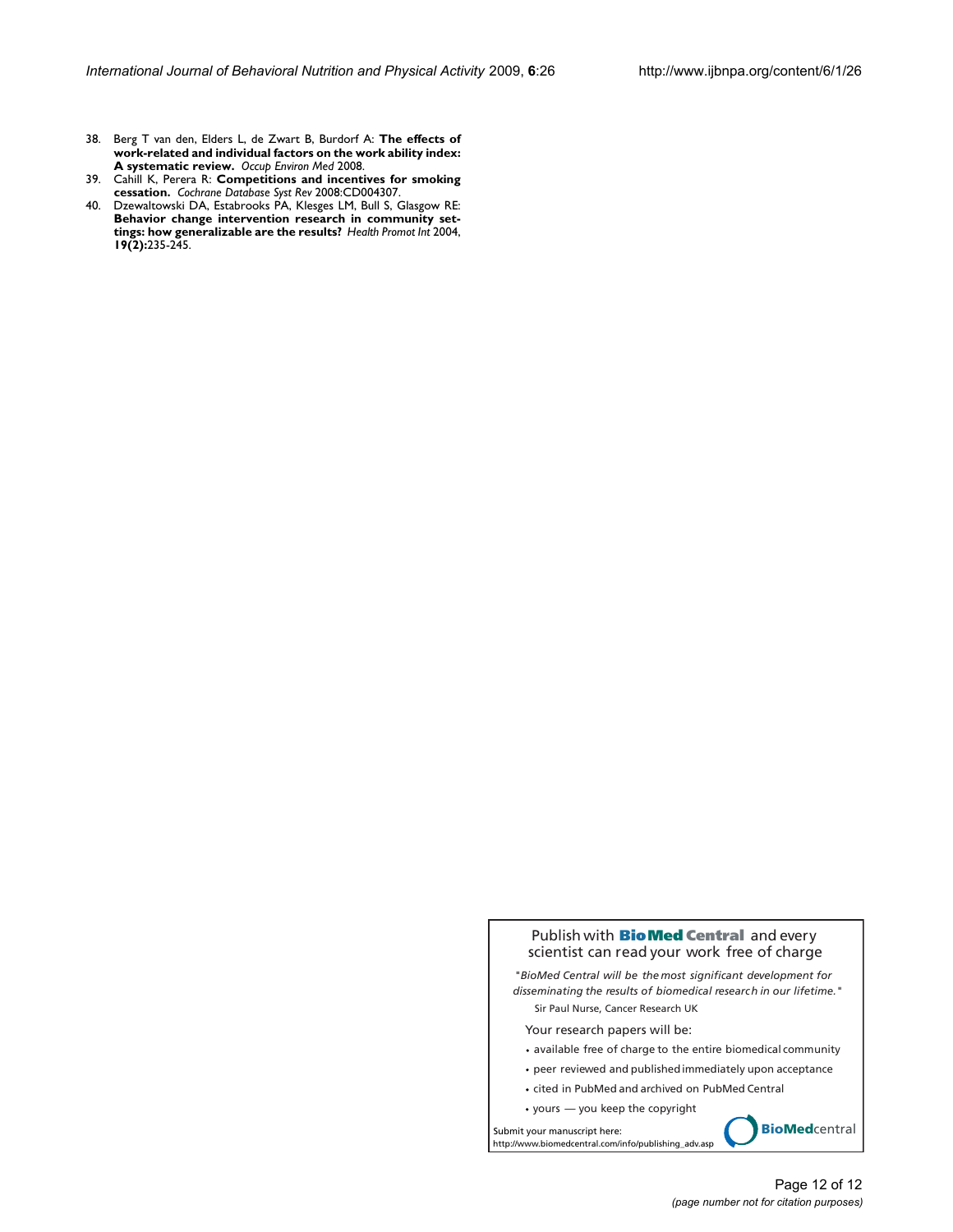38. Berg T van den, Elders L, de Zwart B, Burdorf A: **The effects of work-related and individual factors on the work ability index: A systematic review.** *Occup Environ Med* 2008.
39. Cahill K, Perera R: **Competitions and incentives for smoking cessation.** *Cochrane Database Syst Rev* 2008:CD004307.
40. Dzewaltowski DA, Estabrooks PA, Klesges LM, Bull S, Glasgow RE: **Behavior change intervention research in community settings: how generalizable are the results?** *Health Promot Int* 2004, **19(2):**235-245.

Publish with **BioMed Central** and every scientist can read your work free of charge

*"BioMed Central will be the most significant development for disseminating the results of biomedical research in our lifetime."*

Sir Paul Nurse, Cancer Research UK

Your research papers will be:

- available free of charge to the entire biomedical community
- peer reviewed and published immediately upon acceptance
- cited in PubMed and archived on PubMed Central
- yours — you keep the copyright

Submit your manuscript here:
http://www.biomedcentral.com/info/publishing_adv.asp

**BioMed**central